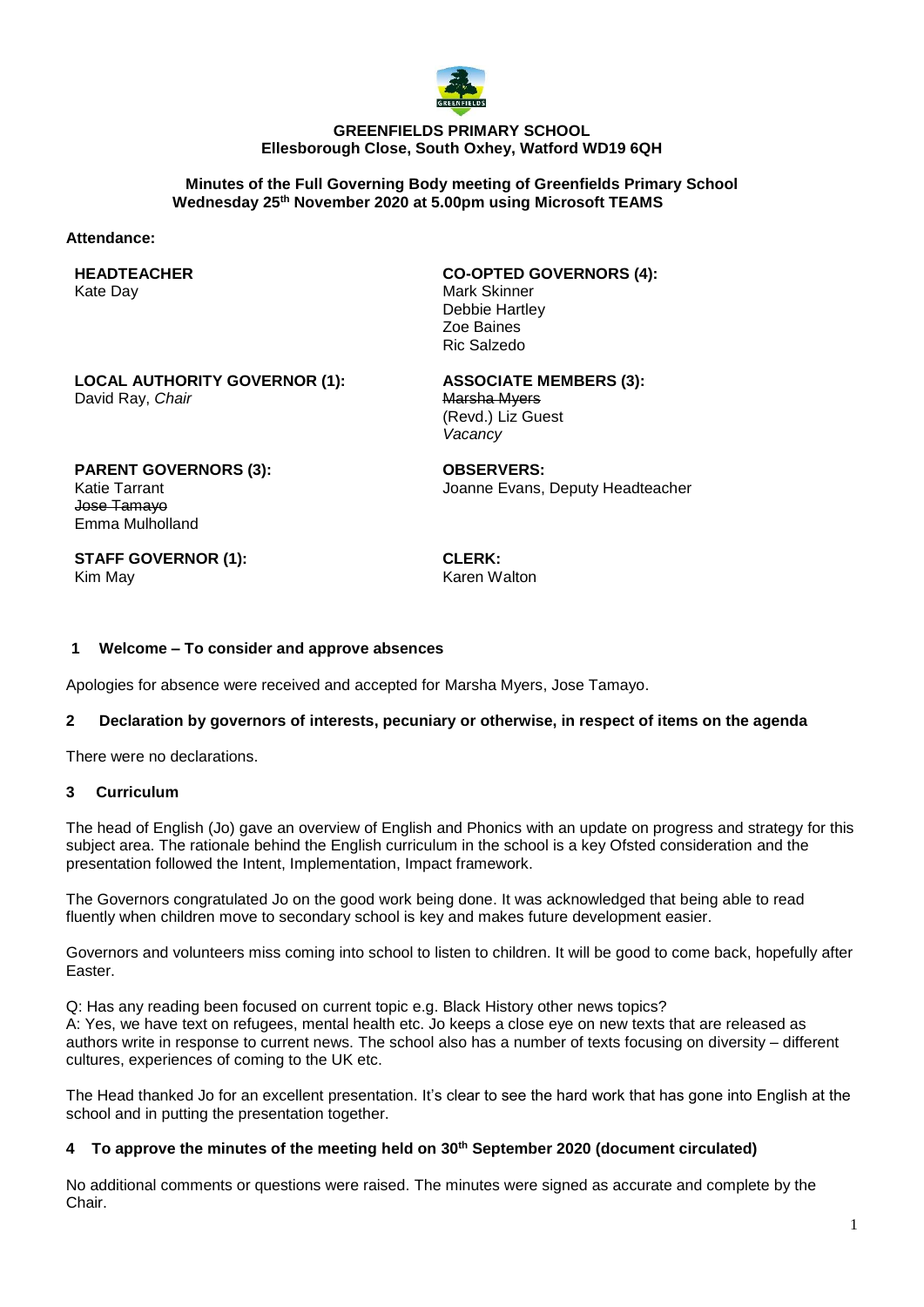**GREENFIELDS PRIMARY SCHOOL**
**Ellesborough Close, South Oxhey, Watford WD19 6QH**

**Minutes of the Full Governing Body meeting of Greenfields Primary School**
**Wednesday 25th November 2020 at 5.00pm using Microsoft TEAMS**

**Attendance:**

**HEADTEACHER**
Kate Day

**CO-OPTED GOVERNORS (4):**
Mark Skinner
Debbie Hartley
Zoe Baines
Ric Salzedo

**LOCAL AUTHORITY GOVERNOR (1):**
David Ray, *Chair*

**ASSOCIATE MEMBERS (3):**
~~Marsha Myers~~
(Revd.) Liz Guest
*Vacancy*

**PARENT GOVERNORS (3):**
Katie Tarrant
~~Jose Tamayo~~
Emma Mulholland

**OBSERVERS:**
Joanne Evans, Deputy Headteacher

**STAFF GOVERNOR (1):**
Kim May

**CLERK:**
Karen Walton

## 1 Welcome – To consider and approve absences

Apologies for absence were received and accepted for Marsha Myers, Jose Tamayo.

## 2 Declaration by governors of interests, pecuniary or otherwise, in respect of items on the agenda

There were no declarations.

## 3 Curriculum

The head of English (Jo) gave an overview of English and Phonics with an update on progress and strategy for this subject area. The rationale behind the English curriculum in the school is a key Ofsted consideration and the presentation followed the Intent, Implementation, Impact framework.

The Governors congratulated Jo on the good work being done. It was acknowledged that being able to read fluently when children move to secondary school is key and makes future development easier.

Governors and volunteers miss coming into school to listen to children. It will be good to come back, hopefully after Easter.

Q: Has any reading been focused on current topic e.g. Black History other news topics?
A: Yes, we have text on refugees, mental health etc. Jo keeps a close eye on new texts that are released as authors write in response to current news. The school also has a number of texts focusing on diversity – different cultures, experiences of coming to the UK etc.

The Head thanked Jo for an excellent presentation. It's clear to see the hard work that has gone into English at the school and in putting the presentation together.

## 4 To approve the minutes of the meeting held on 30th September 2020 (document circulated)

No additional comments or questions were raised. The minutes were signed as accurate and complete by the Chair.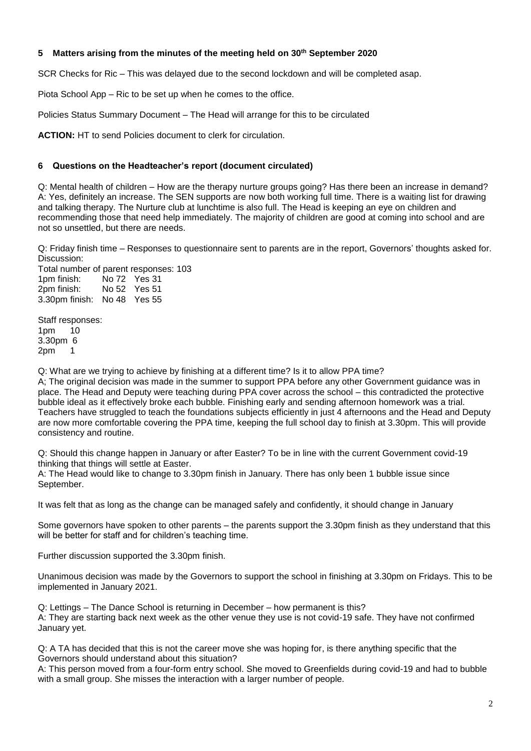**5 Matters arising from the minutes of the meeting held on 30th September 2020**

SCR Checks for Ric – This was delayed due to the second lockdown and will be completed asap.

Piota School App – Ric to be set up when he comes to the office.

Policies Status Summary Document – The Head will arrange for this to be circulated

**ACTION:** HT to send Policies document to clerk for circulation.

**6 Questions on the Headteacher's report (document circulated)**

Q: Mental health of children – How are the therapy nurture groups going? Has there been an increase in demand?
A: Yes, definitely an increase. The SEN supports are now both working full time. There is a waiting list for drawing and talking therapy. The Nurture club at lunchtime is also full. The Head is keeping an eye on children and recommending those that need help immediately. The majority of children are good at coming into school and are not so unsettled, but there are needs.

Q: Friday finish time – Responses to questionnaire sent to parents are in the report, Governors' thoughts asked for.
Discussion:
Total number of parent responses: 103

| | | |
|---|---|---|
| 1pm finish: | No 72 | Yes 31 |
| 2pm finish: | No 52 | Yes 51 |
| 3.30pm finish: | No 48 | Yes 55 |

Staff responses:

| | |
|---|---|
| 1pm | 10 |
| 3.30pm | 6 |
| 2pm | 1 |

Q: What are we trying to achieve by finishing at a different time? Is it to allow PPA time?
A; The original decision was made in the summer to support PPA before any other Government guidance was in place. The Head and Deputy were teaching during PPA cover across the school – this contradicted the protective bubble ideal as it effectively broke each bubble. Finishing early and sending afternoon homework was a trial. Teachers have struggled to teach the foundations subjects efficiently in just 4 afternoons and the Head and Deputy are now more comfortable covering the PPA time, keeping the full school day to finish at 3.30pm. This will provide consistency and routine.

Q: Should this change happen in January or after Easter? To be in line with the current Government covid-19 thinking that things will settle at Easter.
A: The Head would like to change to 3.30pm finish in January. There has only been 1 bubble issue since September.

It was felt that as long as the change can be managed safely and confidently, it should change in January

Some governors have spoken to other parents – the parents support the 3.30pm finish as they understand that this will be better for staff and for children's teaching time.

Further discussion supported the 3.30pm finish.

Unanimous decision was made by the Governors to support the school in finishing at 3.30pm on Fridays. This to be implemented in January 2021.

Q: Lettings – The Dance School is returning in December – how permanent is this?
A: They are starting back next week as the other venue they use is not covid-19 safe. They have not confirmed January yet.

Q: A TA has decided that this is not the career move she was hoping for, is there anything specific that the Governors should understand about this situation?
A: This person moved from a four-form entry school. She moved to Greenfields during covid-19 and had to bubble with a small group. She misses the interaction with a larger number of people.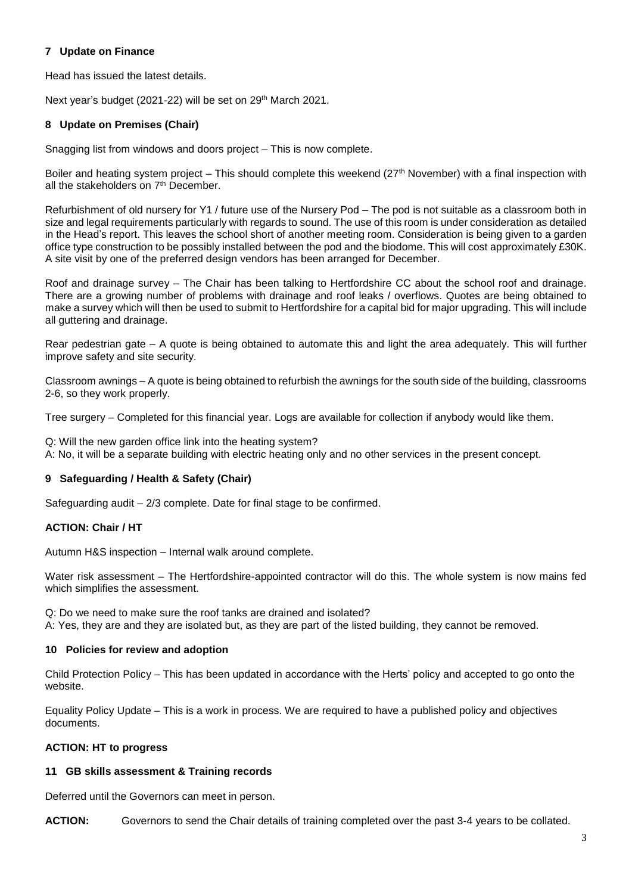## 7 Update on Finance

Head has issued the latest details.

Next year's budget (2021-22) will be set on 29th March 2021.

## 8 Update on Premises (Chair)

Snagging list from windows and doors project – This is now complete.

Boiler and heating system project – This should complete this weekend (27th November) with a final inspection with all the stakeholders on 7th December.

Refurbishment of old nursery for Y1 / future use of the Nursery Pod – The pod is not suitable as a classroom both in size and legal requirements particularly with regards to sound. The use of this room is under consideration as detailed in the Head's report. This leaves the school short of another meeting room. Consideration is being given to a garden office type construction to be possibly installed between the pod and the biodome. This will cost approximately £30K. A site visit by one of the preferred design vendors has been arranged for December.

Roof and drainage survey – The Chair has been talking to Hertfordshire CC about the school roof and drainage. There are a growing number of problems with drainage and roof leaks / overflows. Quotes are being obtained to make a survey which will then be used to submit to Hertfordshire for a capital bid for major upgrading. This will include all guttering and drainage.

Rear pedestrian gate – A quote is being obtained to automate this and light the area adequately. This will further improve safety and site security.

Classroom awnings – A quote is being obtained to refurbish the awnings for the south side of the building, classrooms 2-6, so they work properly.

Tree surgery – Completed for this financial year. Logs are available for collection if anybody would like them.

Q: Will the new garden office link into the heating system?
A: No, it will be a separate building with electric heating only and no other services in the present concept.

## 9 Safeguarding / Health & Safety (Chair)

Safeguarding audit – 2/3 complete. Date for final stage to be confirmed.

**ACTION: Chair / HT**

Autumn H&S inspection – Internal walk around complete.

Water risk assessment – The Hertfordshire-appointed contractor will do this. The whole system is now mains fed which simplifies the assessment.

Q: Do we need to make sure the roof tanks are drained and isolated?
A: Yes, they are and they are isolated but, as they are part of the listed building, they cannot be removed.

## 10 Policies for review and adoption

Child Protection Policy – This has been updated in accordance with the Herts' policy and accepted to go onto the website.

Equality Policy Update – This is a work in process. We are required to have a published policy and objectives documents.

**ACTION: HT to progress**

## 11 GB skills assessment & Training records

Deferred until the Governors can meet in person.

**ACTION:** Governors to send the Chair details of training completed over the past 3-4 years to be collated.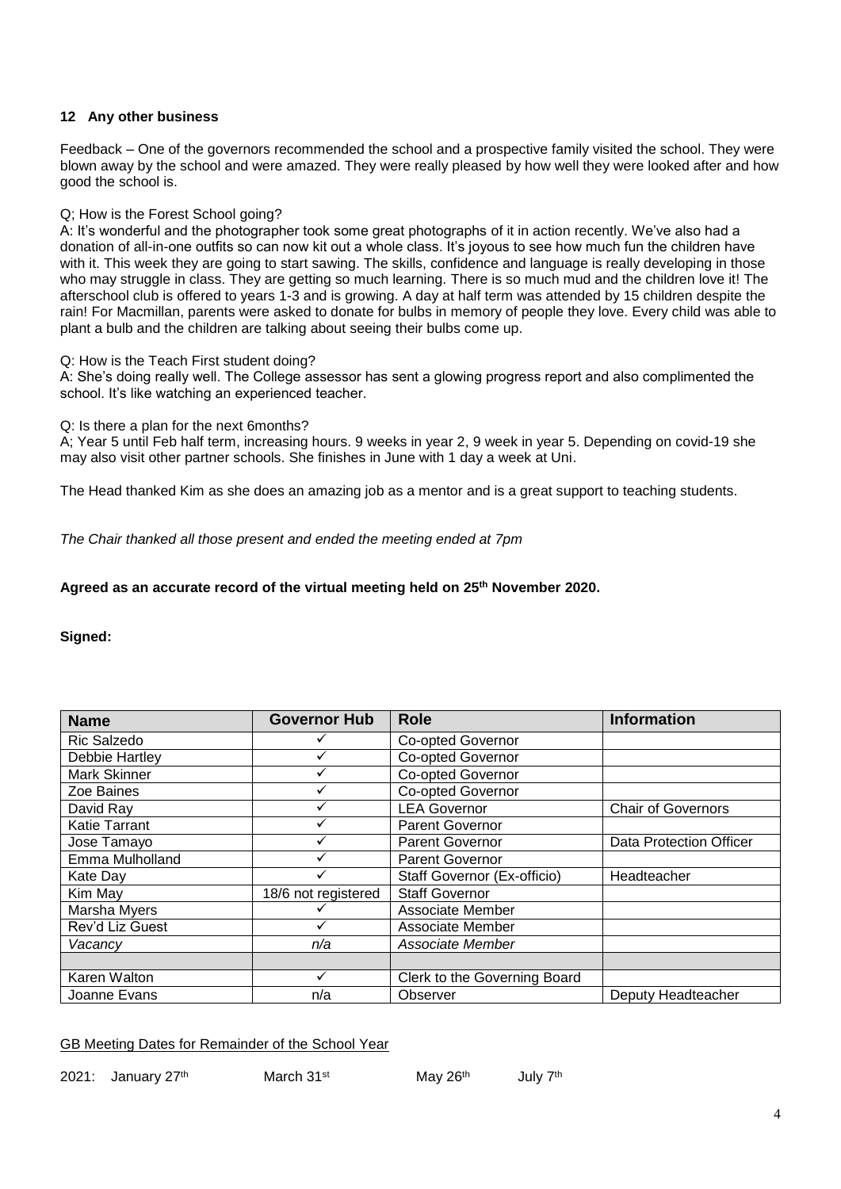**12 Any other business**

Feedback – One of the governors recommended the school and a prospective family visited the school. They were blown away by the school and were amazed. They were really pleased by how well they were looked after and how good the school is.

Q; How is the Forest School going?
A: It's wonderful and the photographer took some great photographs of it in action recently. We've also had a donation of all-in-one outfits so can now kit out a whole class. It's joyous to see how much fun the children have with it. This week they are going to start sawing. The skills, confidence and language is really developing in those who may struggle in class. They are getting so much learning. There is so much mud and the children love it! The afterschool club is offered to years 1-3 and is growing. A day at half term was attended by 15 children despite the rain! For Macmillan, parents were asked to donate for bulbs in memory of people they love. Every child was able to plant a bulb and the children are talking about seeing their bulbs come up.

Q: How is the Teach First student doing?
A: She's doing really well. The College assessor has sent a glowing progress report and also complimented the school. It's like watching an experienced teacher.

Q: Is there a plan for the next 6months?
A; Year 5 until Feb half term, increasing hours. 9 weeks in year 2, 9 week in year 5. Depending on covid-19 she may also visit other partner schools. She finishes in June with 1 day a week at Uni.

The Head thanked Kim as she does an amazing job as a mentor and is a great support to teaching students.

*The Chair thanked all those present and ended the meeting ended at 7pm*

**Agreed as an accurate record of the virtual meeting held on 25th November 2020.**

**Signed:**

| Name | Governor Hub | Role | Information |
|---|---|---|---|
| Ric Salzedo | ✓ | Co-opted Governor | |
| Debbie Hartley | ✓ | Co-opted Governor | |
| Mark Skinner | ✓ | Co-opted Governor | |
| Zoe Baines | ✓ | Co-opted Governor | |
| David Ray | ✓ | LEA Governor | Chair of Governors |
| Katie Tarrant | ✓ | Parent Governor | |
| Jose Tamayo | ✓ | Parent Governor | Data Protection Officer |
| Emma Mulholland | ✓ | Parent Governor | |
| Kate Day | ✓ | Staff Governor (Ex-officio) | Headteacher |
| Kim May | 18/6 not registered | Staff Governor | |
| Marsha Myers | ✓ | Associate Member | |
| Rev'd Liz Guest | ✓ | Associate Member | |
| *Vacancy* | *n/a* | *Associate Member* | |
| | | | |
| Karen Walton | ✓ | Clerk to the Governing Board | |
| Joanne Evans | n/a | Observer | Deputy Headteacher |

GB Meeting Dates for Remainder of the School Year

2021: January 27th March 31st May 26th July 7th